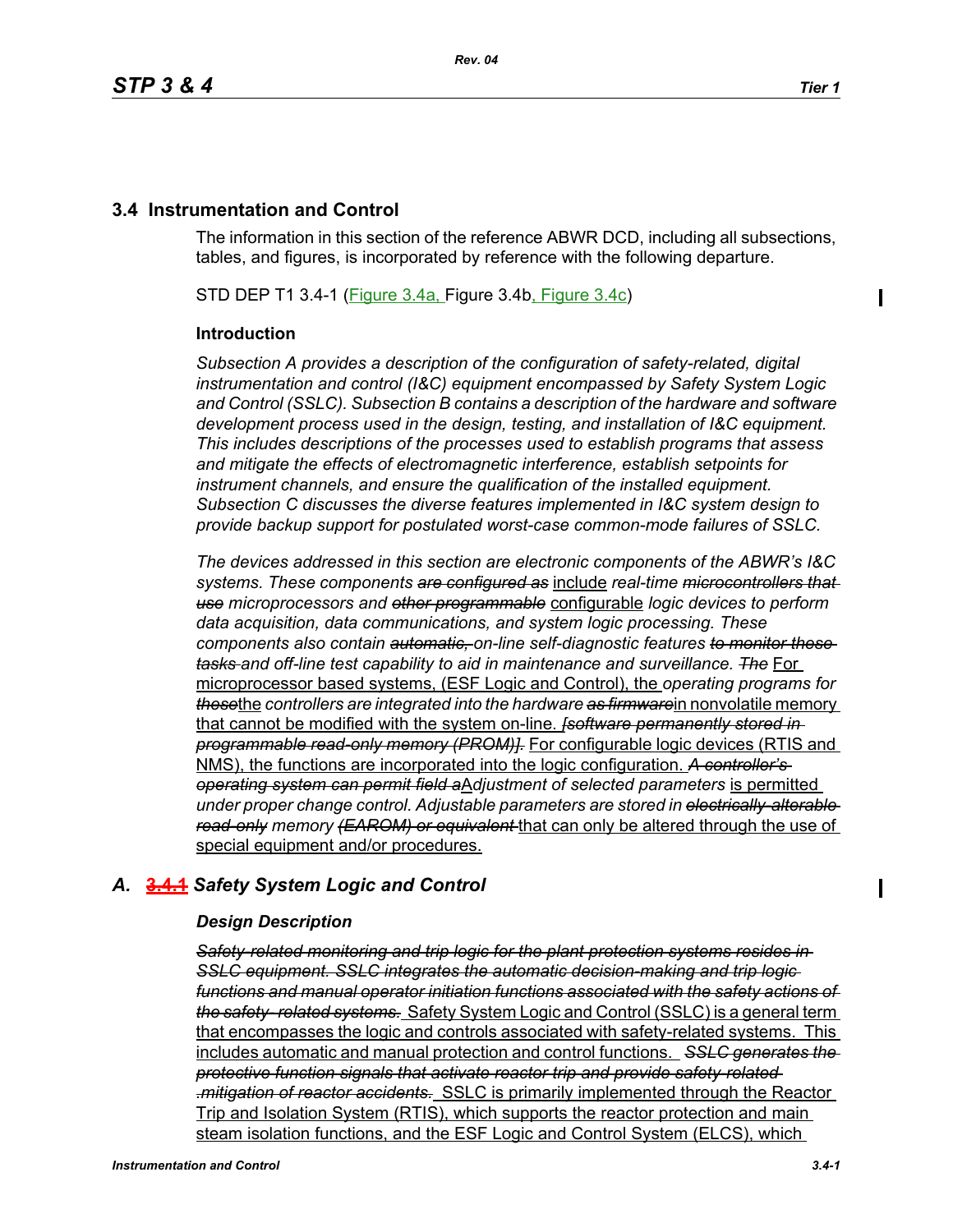## 3.4 Instrumentation and Control

The information in this section of the reference ABWR DCD, including all subsections, tables, and figures, is incorporated by reference with the following departure.

STD DEP T1 3.4-1 (<u>Figure 3.4a,</u> Figure 3.4b<u>, Figure 3.4c</u>)

**Introduction**

*Subsection A provides a description of the configuration of safety-related, digital instrumentation and control (I&C) equipment encompassed by Safety System Logic and Control (SSLC). Subsection B contains a description of the hardware and software development process used in the design, testing, and installation of I&C equipment. This includes descriptions of the processes used to establish programs that assess and mitigate the effects of electromagnetic interference, establish setpoints for instrument channels, and ensure the qualification of the installed equipment. Subsection C discusses the diverse features implemented in I&C system design to provide backup support for postulated worst-case common-mode failures of SSLC.*

*The devices addressed in this section are electronic components of the ABWR's I&C systems. These components* ~~*are configured as*~~ <u>include</u> *real-time* ~~*microcontrollers that use*~~ *microprocessors and* ~~*other programmable*~~ <u>configurable</u> *logic devices to perform data acquisition, data communications, and system logic processing. These components also contain* ~~*automatic,*~~ *on-line self-diagnostic features* ~~*to monitor these tasks*~~ *and off-line test capability to aid in maintenance and surveillance.* ~~*The*~~ <u>For microprocessor based systems, (ESF Logic and Control), the</u> *operating programs for* ~~*these*~~<u>the</u> *controllers are integrated into the hardware* ~~*as firmware*~~<u>in nonvolatile memory that cannot be modified with the system on-line.</u> ~~*[software permanently stored in programmable read-only memory (PROM)].*~~ <u>For configurable logic devices (RTIS and NMS), the functions are incorporated into the logic configuration.</u> ~~*A controller's operating system can permit field a*~~<u>A</u>*djustment of selected parameters* <u>is permitted</u> *under proper change control. Adjustable parameters are stored in* ~~*electrically alterable read-only*~~ *memory* ~~*(EAROM) or equivalent*~~ <u>that can only be altered through the use of special equipment and/or procedures.</u>

## *A.* ~~*3.4.1*~~ *Safety System Logic and Control*

***Design Description***

~~*Safety-related monitoring and trip logic for the plant protection systems resides in SSLC equipment. SSLC integrates the automatic decision-making and trip logic functions and manual operator initiation functions associated with the safety actions of the safety-related systems.*~~ <u>Safety System Logic and Control (SSLC) is a general term that encompasses the logic and controls associated with safety-related systems. This includes automatic and manual protection and control functions.</u> ~~*SSLC generates the protective function signals that activate reactor trip and provide safety-related mitigation of reactor accidents.*~~ <u>SSLC is primarily implemented through the Reactor Trip and Isolation System (RTIS), which supports the reactor protection and main steam isolation functions, and the ESF Logic and Control System (ELCS), which</u>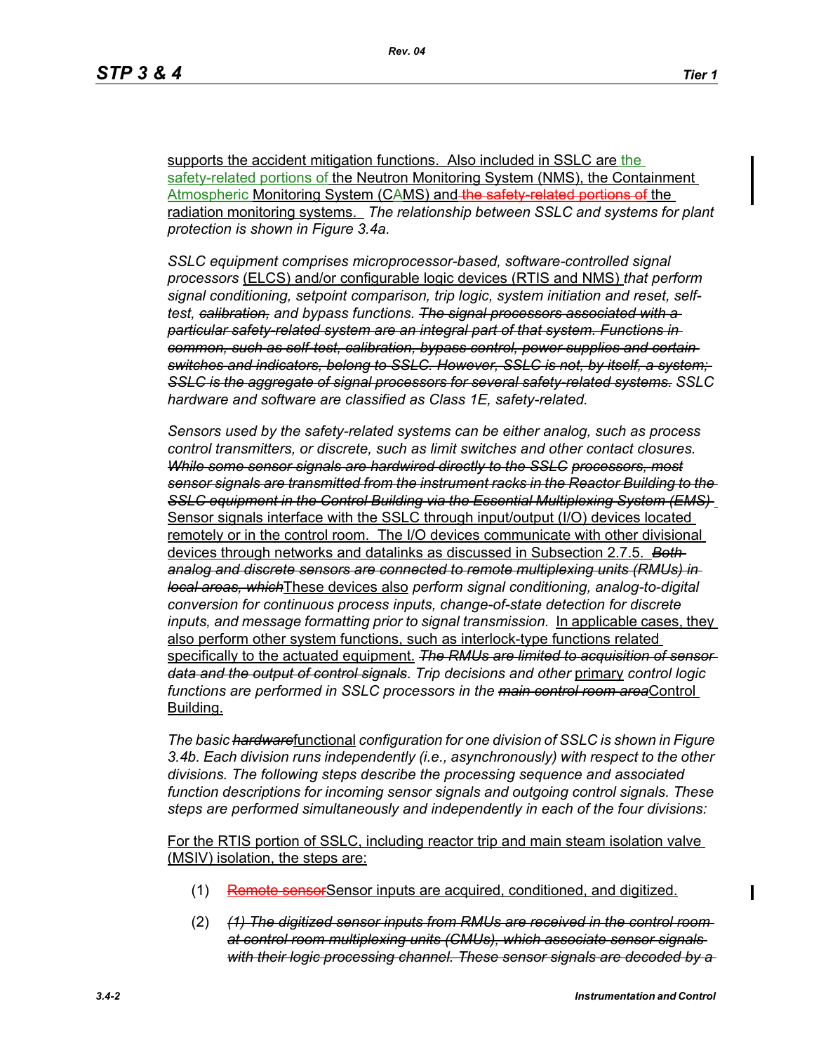supports the accident mitigation functions. Also included in SSLC are the safety-related portions of the Neutron Monitoring System (NMS), the Containment Atmospheric Monitoring System (CAMS) and ~~the safety-related portions of~~ the radiation monitoring systems. *The relationship between SSLC and systems for plant protection is shown in Figure 3.4a.*

*SSLC equipment comprises microprocessor-based, software-controlled signal processors* (ELCS) and/or configurable logic devices (RTIS and NMS) *that perform signal conditioning, setpoint comparison, trip logic, system initiation and reset, self-test, ~~calibration,~~ and bypass functions. ~~The signal processors associated with a particular safety-related system are an integral part of that system. Functions in common, such as self-test, calibration, bypass control, power supplies and certain switches and indicators, belong to SSLC. However, SSLC is not, by itself, a system; SSLC is the aggregate of signal processors for several safety-related systems.~~ SSLC hardware and software are classified as Class 1E, safety-related.*

*Sensors used by the safety-related systems can be either analog, such as process control transmitters, or discrete, such as limit switches and other contact closures. ~~While some sensor signals are hardwired directly to the SSLC processors, most sensor signals are transmitted from the instrument racks in the Reactor Building to the SSLC equipment in the Control Building via the Essential Multiplexing System (EMS)~~* Sensor signals interface with the SSLC through input/output (I/O) devices located remotely or in the control room. The I/O devices communicate with other divisional devices through networks and datalinks as discussed in Subsection 2.7.5. *~~Both analog and discrete sensors are connected to remote multiplexing units (RMUs) in local areas, which~~*These devices also *perform signal conditioning, analog-to-digital conversion for continuous process inputs, change-of-state detection for discrete inputs, and message formatting prior to signal transmission.* In applicable cases, they also perform other system functions, such as interlock-type functions related specifically to the actuated equipment. *~~The RMUs are limited to acquisition of sensor data and the output of control signals~~. Trip decisions and other* primary *control logic functions are performed in SSLC processors in the ~~main control room area~~*Control Building.

*The basic ~~hardware~~*functional *configuration for one division of SSLC is shown in Figure 3.4b. Each division runs independently (i.e., asynchronously) with respect to the other divisions. The following steps describe the processing sequence and associated function descriptions for incoming sensor signals and outgoing control signals. These steps are performed simultaneously and independently in each of the four divisions:*

For the RTIS portion of SSLC, including reactor trip and main steam isolation valve (MSIV) isolation, the steps are:

(1) ~~Remote sensor~~Sensor inputs are acquired, conditioned, and digitized.

(2) *~~(1) The digitized sensor inputs from RMUs are received in the control room at control room multiplexing units (CMUs), which associate sensor signals with their logic processing channel. These sensor signals are decoded by a~~*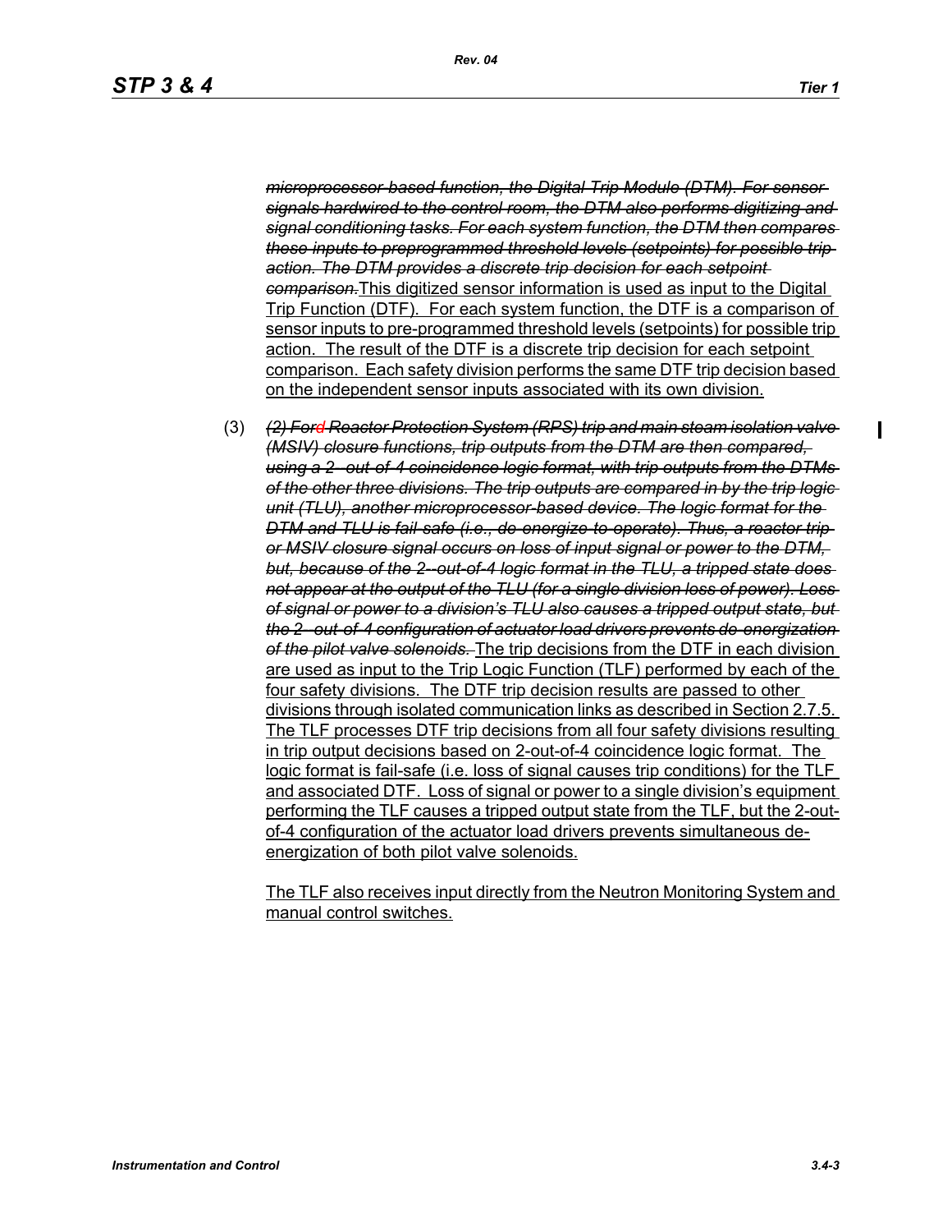~~*microprocessor-based function, the Digital Trip Module (DTM). For sensor signals hardwired to the control room, the DTM also performs digitizing and signal conditioning tasks. For each system function, the DTM then compares these inputs to preprogrammed threshold levels (setpoints) for possible trip action. The DTM provides a discrete trip decision for each setpoint comparison.*~~ <u>This digitized sensor information is used as input to the Digital Trip Function (DTF). For each system function, the DTF is a comparison of sensor inputs to pre-programmed threshold levels (setpoints) for possible trip action. The result of the DTF is a discrete trip decision for each setpoint comparison. Each safety division performs the same DTF trip decision based on the independent sensor inputs associated with its own division.</u>

(3) ~~*(2) Ford Reactor Protection System (RPS) trip and main steam isolation valve (MSIV) closure functions, trip outputs from the DTM are then compared, using a 2--out-of-4 coincidence logic format, with trip outputs from the DTMs of the other three divisions. The trip outputs are compared in by the trip logic unit (TLU), another microprocessor-based device. The logic format for the DTM and TLU is fail-safe (i.e., de-energize-to-operate). Thus, a reactor trip or MSIV closure signal occurs on loss of input signal or power to the DTM, but, because of the 2--out-of-4 logic format in the TLU, a tripped state does not appear at the output of the TLU (for a single division loss of power). Loss of signal or power to a division's TLU also causes a tripped output state, but the 2--out-of-4 configuration of actuator load drivers prevents de-energization of the pilot valve solenoids.*~~ <u>The trip decisions from the DTF in each division are used as input to the Trip Logic Function (TLF) performed by each of the four safety divisions. The DTF trip decision results are passed to other divisions through isolated communication links as described in Section 2.7.5. The TLF processes DTF trip decisions from all four safety divisions resulting in trip output decisions based on 2-out-of-4 coincidence logic format. The logic format is fail-safe (i.e. loss of signal causes trip conditions) for the TLF and associated DTF. Loss of signal or power to a single division's equipment performing the TLF causes a tripped output state from the TLF, but the 2-out-of-4 configuration of the actuator load drivers prevents simultaneous de-energization of both pilot valve solenoids.</u>

<u>The TLF also receives input directly from the Neutron Monitoring System and manual control switches.</u>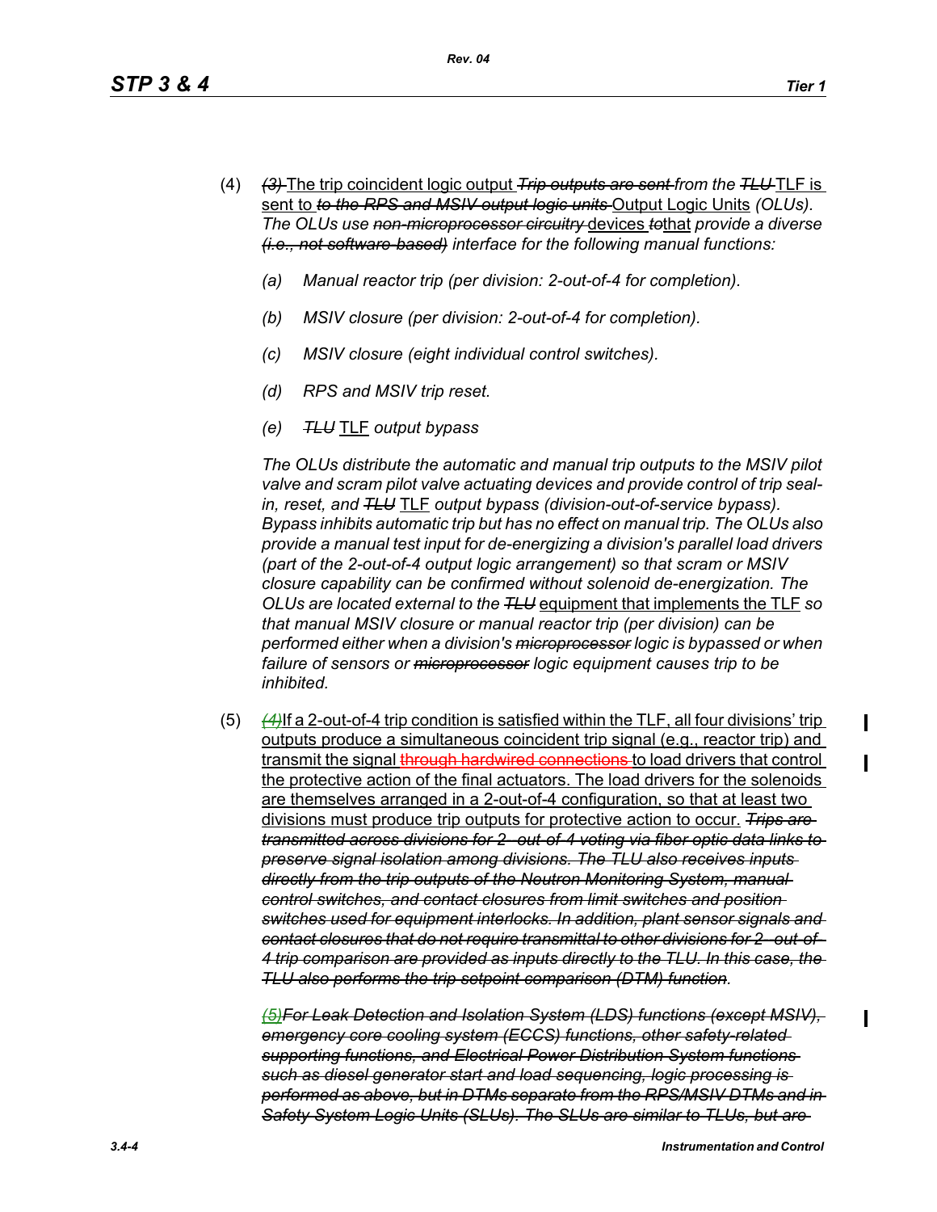(4) ~~*(3)*~~ The trip coincident logic output ~~*Trip outputs are sent*~~ *from the* ~~*TLU*~~ TLF is sent to ~~*to the RPS and MSIV output logic units*~~ Output Logic Units *(OLUs). The OLUs use* ~~*non-microprocessor circuitry*~~ devices ~~*to*~~that *provide a diverse* ~~*(i.e., not software-based)*~~ *interface for the following manual functions:*

*(a) Manual reactor trip (per division: 2-out-of-4 for completion).*

*(b) MSIV closure (per division: 2-out-of-4 for completion).*

*(c) MSIV closure (eight individual control switches).*

*(d) RPS and MSIV trip reset.*

*(e)* ~~*TLU*~~ TLF *output bypass*

*The OLUs distribute the automatic and manual trip outputs to the MSIV pilot valve and scram pilot valve actuating devices and provide control of trip seal-in, reset, and* ~~*TLU*~~ TLF *output bypass (division-out-of-service bypass). Bypass inhibits automatic trip but has no effect on manual trip. The OLUs also provide a manual test input for de-energizing a division's parallel load drivers (part of the 2-out-of-4 output logic arrangement) so that scram or MSIV closure capability can be confirmed without solenoid de-energization. The OLUs are located external to the* ~~*TLU*~~ equipment that implements the TLF *so that manual MSIV closure or manual reactor trip (per division) can be performed either when a division's* ~~*microprocessor*~~ *logic is bypassed or when failure of sensors or* ~~*microprocessor*~~ *logic equipment causes trip to be inhibited.*

(5) ~~*(4)*~~If a 2-out-of-4 trip condition is satisfied within the TLF, all four divisions' trip outputs produce a simultaneous coincident trip signal (e.g., reactor trip) and transmit the signal ~~through hardwired connections~~ to load drivers that control the protective action of the final actuators. The load drivers for the solenoids are themselves arranged in a 2-out-of-4 configuration, so that at least two divisions must produce trip outputs for protective action to occur. ~~*Trips are transmitted across divisions for 2-out-of-4 voting via fiber optic data links to preserve signal isolation among divisions. The TLU also receives inputs directly from the trip outputs of the Neutron Monitoring System, manual control switches, and contact closures from limit switches and position switches used for equipment interlocks. In addition, plant sensor signals and contact closures that do not require transmittal to other divisions for 2-out-of-4 trip comparison are provided as inputs directly to the TLU. In this case, the TLU also performs the trip setpoint comparison (DTM) function.*~~

~~*(5)For Leak Detection and Isolation System (LDS) functions (except MSIV), emergency core cooling system (ECCS) functions, other safety-related supporting functions, and Electrical Power Distribution System functions such as diesel generator start and load sequencing, logic processing is performed as above, but in DTMs separate from the RPS/MSIV DTMs and in Safety System Logic Units (SLUs). The SLUs are similar to TLUs, but are*~~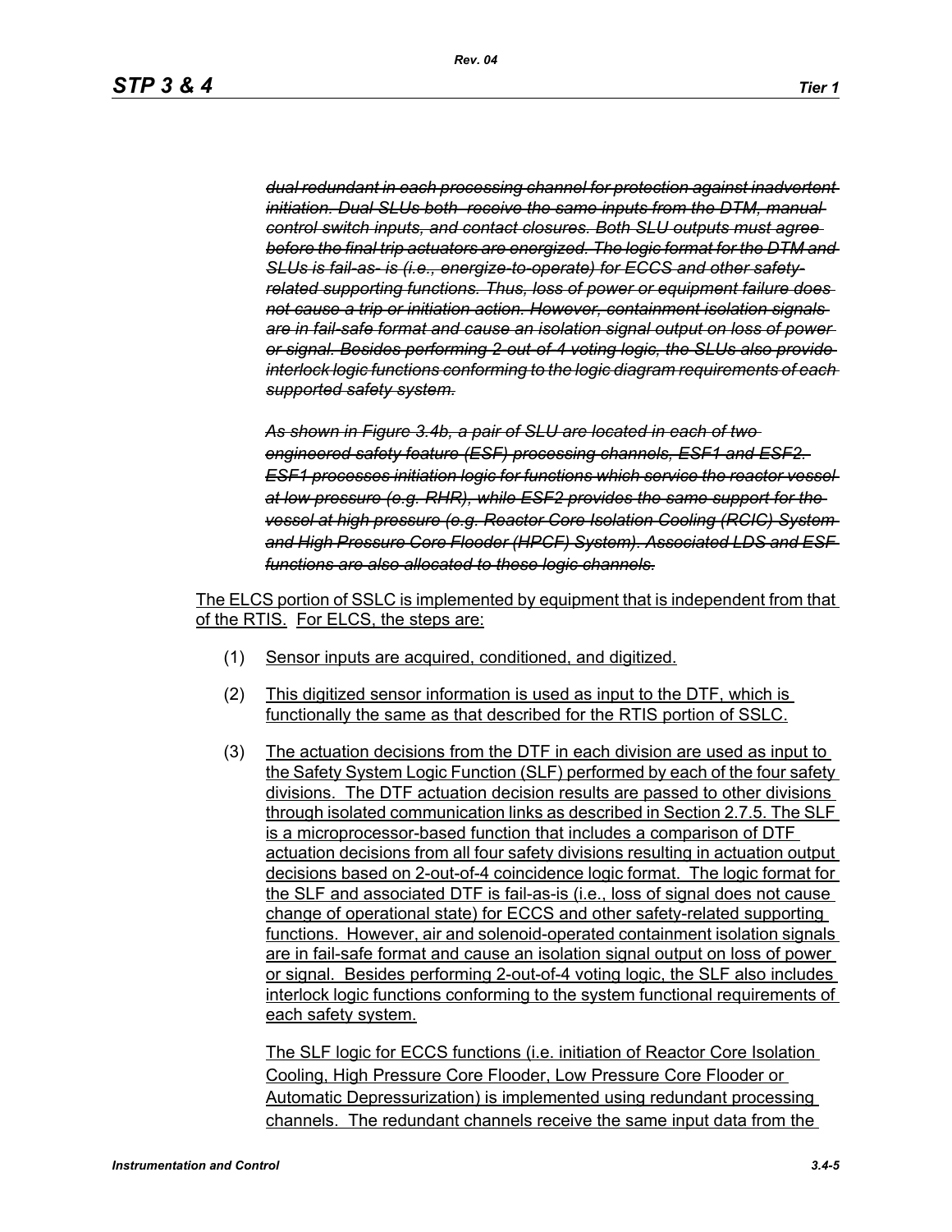~~*dual redundant in each processing channel for protection against inadvertent initiation. Dual SLUs both receive the same inputs from the DTM, manual control switch inputs, and contact closures. Both SLU outputs must agree before the final trip actuators are energized. The logic format for the DTM and SLUs is fail-as- is (i.e., energize-to-operate) for ECCS and other safety-related supporting functions. Thus, loss of power or equipment failure does not cause a trip or initiation action. However, containment isolation signals are in fail-safe format and cause an isolation signal output on loss of power or signal. Besides performing 2-out-of-4 voting logic, the SLUs also provide interlock logic functions conforming to the logic diagram requirements of each supported safety system.*~~

~~*As shown in Figure 3.4b, a pair of SLU are located in each of two engineered safety feature (ESF) processing channels, ESF1 and ESF2. ESF1 processes initiation logic for functions which service the reactor vessel at low pressure (e.g. RHR), while ESF2 provides the same support for the vessel at high pressure (e.g. Reactor Core Isolation Cooling (RCIC) System and High Pressure Core Flooder (HPCF) System). Associated LDS and ESF functions are also allocated to these logic channels.*~~

<u>The ELCS portion of SSLC is implemented by equipment that is independent from that of the RTIS. For ELCS, the steps are:</u>

(1) <u>Sensor inputs are acquired, conditioned, and digitized.</u>

(2) <u>This digitized sensor information is used as input to the DTF, which is functionally the same as that described for the RTIS portion of SSLC.</u>

(3) <u>The actuation decisions from the DTF in each division are used as input to the Safety System Logic Function (SLF) performed by each of the four safety divisions. The DTF actuation decision results are passed to other divisions through isolated communication links as described in Section 2.7.5. The SLF is a microprocessor-based function that includes a comparison of DTF actuation decisions from all four safety divisions resulting in actuation output decisions based on 2-out-of-4 coincidence logic format. The logic format for the SLF and associated DTF is fail-as-is (i.e., loss of signal does not cause change of operational state) for ECCS and other safety-related supporting functions. However, air and solenoid-operated containment isolation signals are in fail-safe format and cause an isolation signal output on loss of power or signal. Besides performing 2-out-of-4 voting logic, the SLF also includes interlock logic functions conforming to the system functional requirements of each safety system.</u>

<u>The SLF logic for ECCS functions (i.e. initiation of Reactor Core Isolation Cooling, High Pressure Core Flooder, Low Pressure Core Flooder or Automatic Depressurization) is implemented using redundant processing channels. The redundant channels receive the same input data from the</u>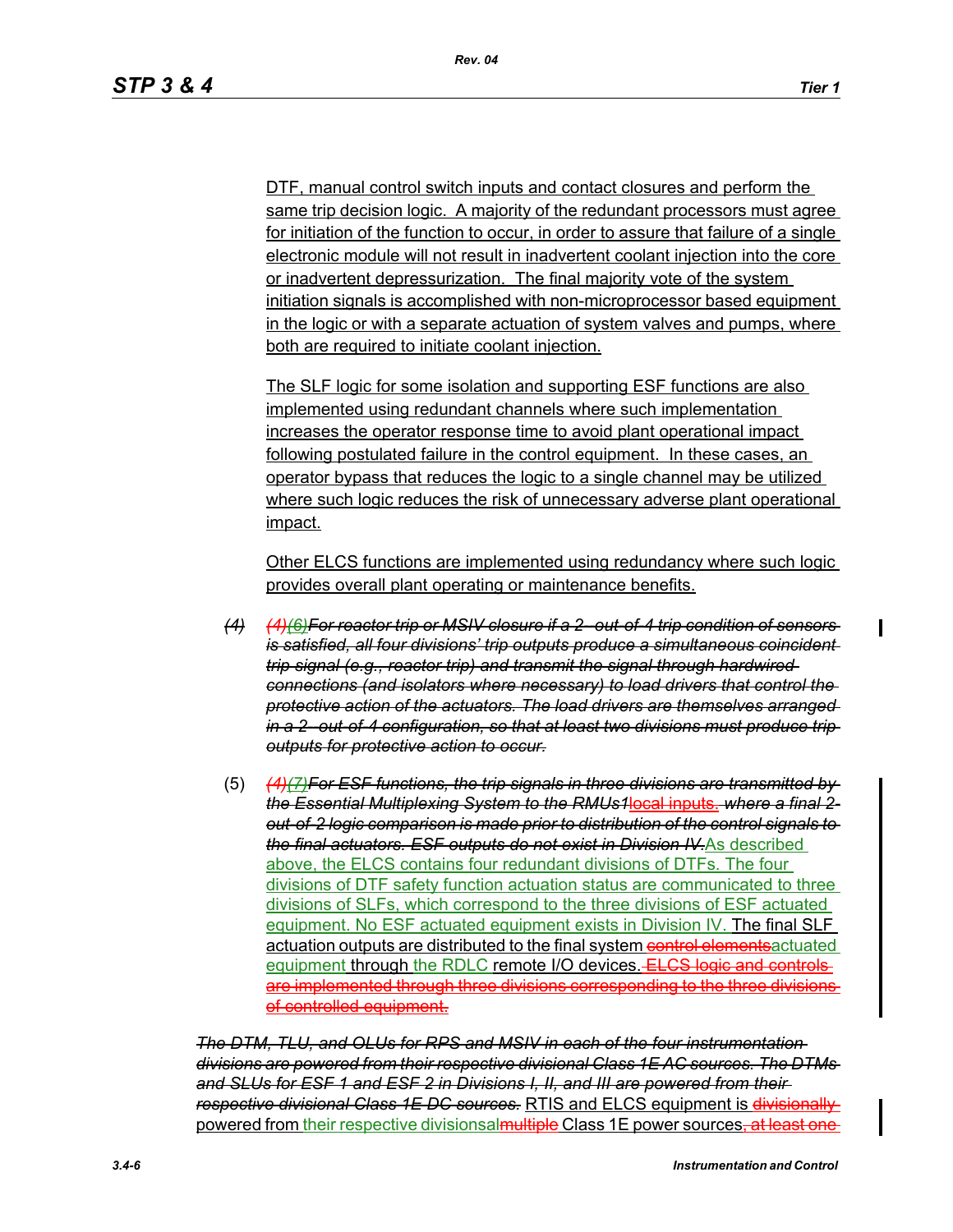DTF, manual control switch inputs and contact closures and perform the same trip decision logic. A majority of the redundant processors must agree for initiation of the function to occur, in order to assure that failure of a single electronic module will not result in inadvertent coolant injection into the core or inadvertent depressurization. The final majority vote of the system initiation signals is accomplished with non-microprocessor based equipment in the logic or with a separate actuation of system valves and pumps, where both are required to initiate coolant injection.

The SLF logic for some isolation and supporting ESF functions are also implemented using redundant channels where such implementation increases the operator response time to avoid plant operational impact following postulated failure in the control equipment. In these cases, an operator bypass that reduces the logic to a single channel may be utilized where such logic reduces the risk of unnecessary adverse plant operational impact.

Other ELCS functions are implemented using redundancy where such logic provides overall plant operating or maintenance benefits.

*(4)* ~~*(4)(6)For reactor trip or MSIV closure if a 2-out-of-4 trip condition of sensors is satisfied, all four divisions' trip outputs produce a simultaneous coincident trip signal (e.g., reactor trip) and transmit the signal through hardwired connections (and isolators where necessary) to load drivers that control the protective action of the actuators. The load drivers are themselves arranged in a 2-out-of-4 configuration, so that at least two divisions must produce trip outputs for protective action to occur.*~~

(5) ~~*(4)(7)For ESF functions, the trip signals in three divisions are transmitted by the Essential Multiplexing System to the RMUs1*~~~~local inputs.~~ ~~*where a final 2-out-of-2 logic comparison is made prior to distribution of the control signals to the final actuators. ESF outputs do not exist in Division IV.*~~As described above, the ELCS contains four redundant divisions of DTFs. The four divisions of DTF safety function actuation status are communicated to three divisions of SLFs, which correspond to the three divisions of ESF actuated equipment. No ESF actuated equipment exists in Division IV. The final SLF actuation outputs are distributed to the final system ~~control elements~~actuated equipment through the RDLC remote I/O devices. ~~ELCS logic and controls are implemented through three divisions corresponding to the three divisions of controlled equipment.~~

~~*The DTM, TLU, and OLUs for RPS and MSIV in each of the four instrumentation divisions are powered from their respective divisional Class 1E AC sources. The DTMs and SLUs for ESF 1 and ESF 2 in Divisions I, II, and III are powered from their respective divisional Class 1E DC sources.*~~ RTIS and ELCS equipment is ~~divisionally~~ powered from their respective divisionsal~~multiple~~ Class 1E power sources~~, at least one~~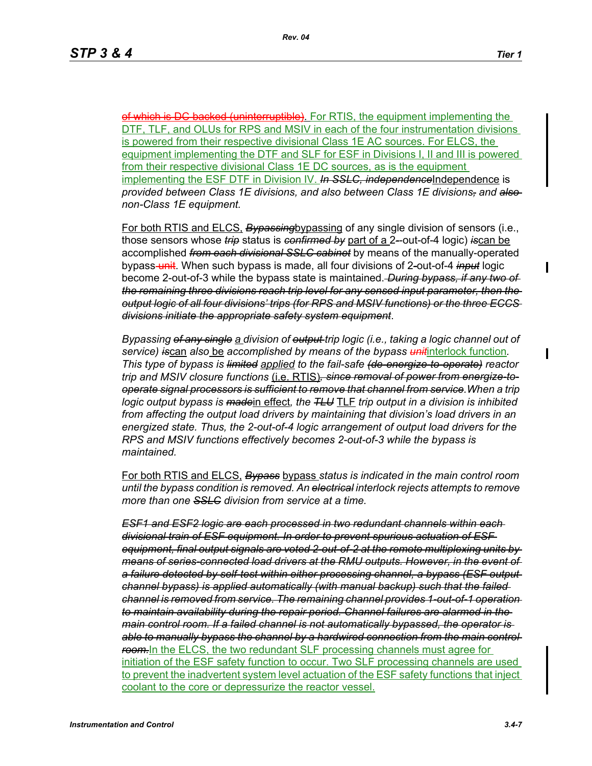~~of which is DC backed (uninterruptible)~~. For RTIS, the equipment implementing the DTF, TLF, and OLUs for RPS and MSIV in each of the four instrumentation divisions is powered from their respective divisional Class 1E AC sources. For ELCS, the equipment implementing the DTF and SLF for ESF in Divisions I, II and III is powered from their respective divisional Class 1E DC sources, as is the equipment implementing the ESF DTF in Division IV. ~~*In SSLC, independence*~~Independence *is provided between Class 1E divisions, and also between Class 1E divisions~~,~~ and ~~also~~ non-Class 1E equipment.*

For both RTIS and ELCS, ~~*Bypassing*~~bypassing of any single division of sensors (i.e., those sensors whose ~~*trip*~~ status is ~~*confirmed by*~~ part of a 2-~~-~~out-of-4 logic) ~~*is*~~can be accomplished ~~*from each divisional SSLC cabinet*~~ by means of the manually-operated bypass ~~unit~~. When such bypass is made, all four divisions of 2-out-of-4 ~~*input*~~ logic become 2-out-of-3 while the bypass state is maintained. ~~*During bypass, if any two of the remaining three divisions reach trip level for any sensed input parameter, then the output logic of all four divisions' trips (for RPS and MSIV functions) or the three ECCS divisions initiate the appropriate safety system equipment*~~.

*Bypassing ~~of any single~~ a division of ~~output~~ trip logic (i.e., taking a logic channel out of service) ~~is~~*can *also* be *accomplished by means of the bypass ~~unit~~*interlock function*. This type of bypass is ~~limited~~* applied *to the fail-safe ~~(de-energize-to-operate)~~ reactor trip and MSIV closure functions* (i.e. RTIS)*~~, since removal of power from energize-to-operate signal processors is sufficient to remove that channel from service.~~ When a trip logic output bypass is ~~made~~*in effect*, the ~~TLU~~* TLF *trip output in a division is inhibited from affecting the output load drivers by maintaining that division's load drivers in an energized state. Thus, the 2-out-of-4 logic arrangement of output load drivers for the RPS and MSIV functions effectively becomes 2-out-of-3 while the bypass is maintained.*

For both RTIS and ELCS, ~~*Bypass*~~ bypass *status is indicated in the main control room until the bypass condition is removed. An ~~electrical~~ interlock rejects attempts to remove more than one ~~SSLC~~ division from service at a time.*

~~*ESF1 and ESF2 logic are each processed in two redundant channels within each divisional train of ESF equipment. In order to prevent spurious actuation of ESF equipment, final output signals are voted 2-out-of-2 at the remote multiplexing units by means of series-connected load drivers at the RMU outputs. However, in the event of a failure detected by self-test within either processing channel, a bypass (ESF output channel bypass) is applied automatically (with manual backup) such that the failed channel is removed from service. The remaining channel provides 1-out-of-1 operation to maintain availability during the repair period. Channel failures are alarmed in the main control room. If a failed channel is not automatically bypassed, the operator is able to manually bypass the channel by a hardwired connection from the main control room.*~~In the ELCS, the two redundant SLF processing channels must agree for initiation of the ESF safety function to occur. Two SLF processing channels are used to prevent the inadvertent system level actuation of the ESF safety functions that inject coolant to the core or depressurize the reactor vessel.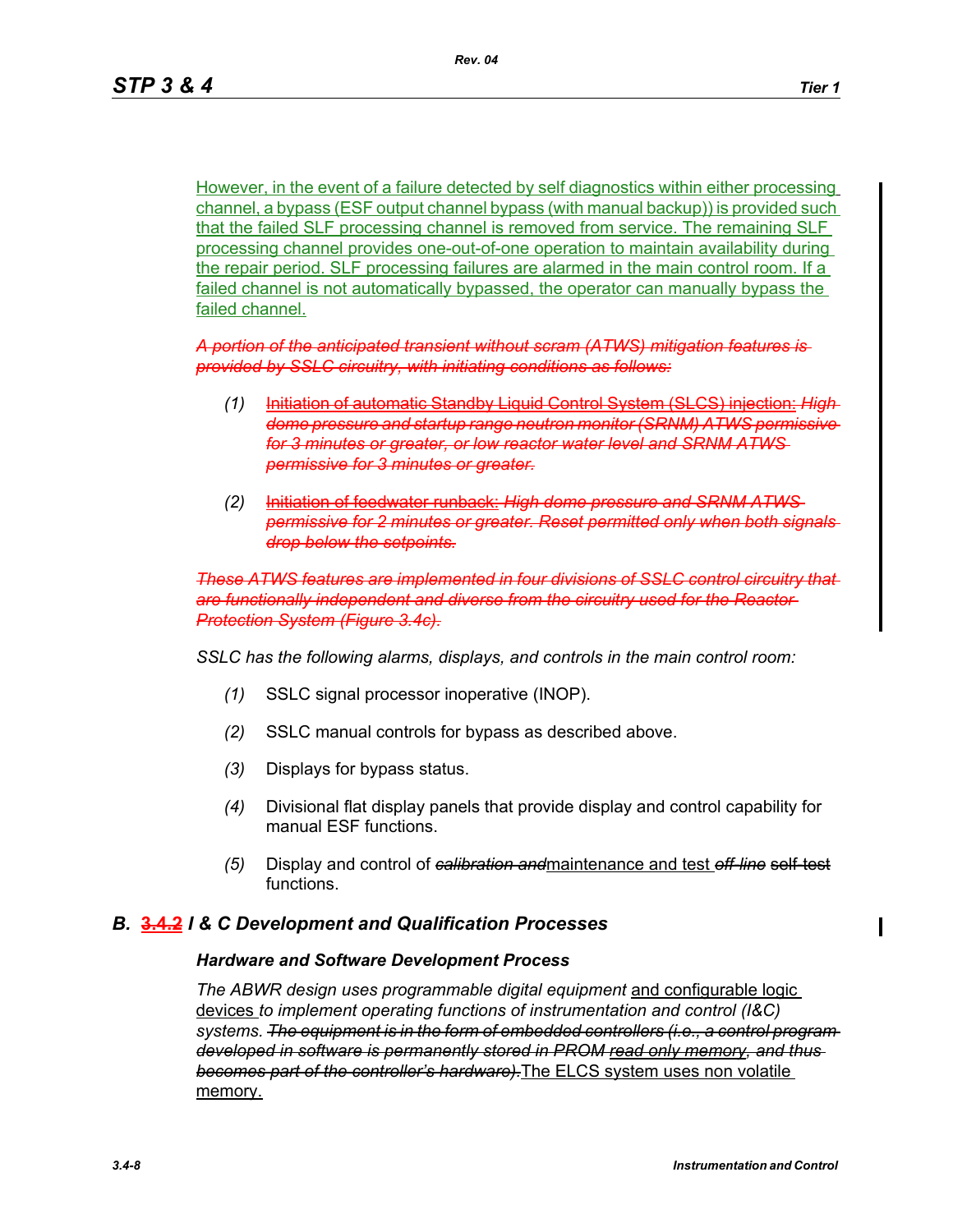However, in the event of a failure detected by self diagnostics within either processing channel, a bypass (ESF output channel bypass (with manual backup)) is provided such that the failed SLF processing channel is removed from service. The remaining SLF processing channel provides one-out-of-one operation to maintain availability during the repair period. SLF processing failures are alarmed in the main control room. If a failed channel is not automatically bypassed, the operator can manually bypass the failed channel.

~~*A portion of the anticipated transient without scram (ATWS) mitigation features is provided by SSLC circuitry, with initiating conditions as follows:*~~

*(1)* ~~Initiation of automatic Standby Liquid Control System (SLCS) injection: *High dome pressure and startup range neutron monitor (SRNM) ATWS permissive for 3 minutes or greater, or low reactor water level and SRNM ATWS permissive for 3 minutes or greater.*~~

*(2)* ~~Initiation of feedwater runback: *High dome pressure and SRNM ATWS permissive for 2 minutes or greater. Reset permitted only when both signals drop below the setpoints.*~~

~~*These ATWS features are implemented in four divisions of SSLC control circuitry that are functionally independent and diverse from the circuitry used for the Reactor Protection System (Figure 3.4c).*~~

*SSLC has the following alarms, displays, and controls in the main control room:*

*(1)* SSLC signal processor inoperative (INOP).

*(2)* SSLC manual controls for bypass as described above.

*(3)* Displays for bypass status.

*(4)* Divisional flat display panels that provide display and control capability for manual ESF functions.

*(5)* Display and control of ~~*calibration and*~~maintenance and test ~~*off-line*~~ ~~self-test~~ functions.

## *B.* ~~3.4.2~~ *I & C Development and Qualification Processes*

### *Hardware and Software Development Process*

*The ABWR design uses programmable digital equipment* and configurable logic devices *to implement operating functions of instrumentation and control (I&C) systems.* ~~*The equipment is in the form of embedded controllers (i.e., a control program developed in software is permanently stored in PROM*~~ ~~read only memory~~~~*, and thus becomes part of the controller's hardware).*~~The ELCS system uses non volatile memory.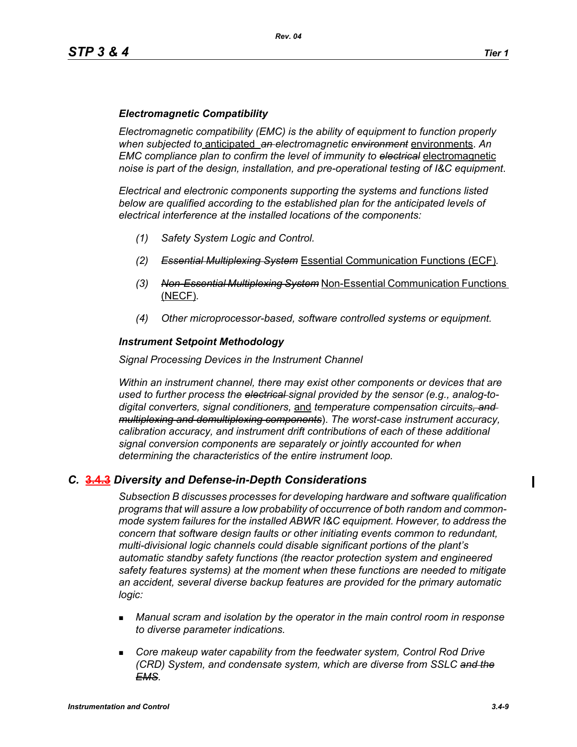***Electromagnetic Compatibility***

*Electromagnetic compatibility (EMC) is the ability of equipment to function properly when subjected to* anticipated ~~*an*~~ *electromagnetic* ~~*environment*~~ environments*. An EMC compliance plan to confirm the level of immunity to* ~~*electrical*~~ electromagnetic *noise is part of the design, installation, and pre-operational testing of I&C equipment.*

*Electrical and electronic components supporting the systems and functions listed below are qualified according to the established plan for the anticipated levels of electrical interference at the installed locations of the components:*

*(1) Safety System Logic and Control.*

*(2)* ~~*Essential Multiplexing System*~~ Essential Communication Functions (ECF)*.*

*(3)* ~~*Non-Essential Multiplexing System*~~ Non-Essential Communication Functions (NECF)*.*

*(4) Other microprocessor-based, software controlled systems or equipment.*

***Instrument Setpoint Methodology***

*Signal Processing Devices in the Instrument Channel*

*Within an instrument channel, there may exist other components or devices that are used to further process the* ~~*electrical*~~ *signal provided by the sensor (e.g., analog-to-digital converters, signal conditioners,* and *temperature compensation circuits*~~*, and multiplexing and demultiplexing components*~~*). The worst-case instrument accuracy, calibration accuracy, and instrument drift contributions of each of these additional signal conversion components are separately or jointly accounted for when determining the characteristics of the entire instrument loop.*

## *C.* ~~*3.4.3*~~ *Diversity and Defense-in-Depth Considerations*

*Subsection B discusses processes for developing hardware and software qualification programs that will assure a low probability of occurrence of both random and common-mode system failures for the installed ABWR I&C equipment. However, to address the concern that software design faults or other initiating events common to redundant, multi-divisional logic channels could disable significant portions of the plant's automatic standby safety functions (the reactor protection system and engineered safety features systems) at the moment when these functions are needed to mitigate an accident, several diverse backup features are provided for the primary automatic logic:*

- *Manual scram and isolation by the operator in the main control room in response to diverse parameter indications.*
- *Core makeup water capability from the feedwater system, Control Rod Drive (CRD) System, and condensate system, which are diverse from SSLC* ~~*and the EMS*~~*.*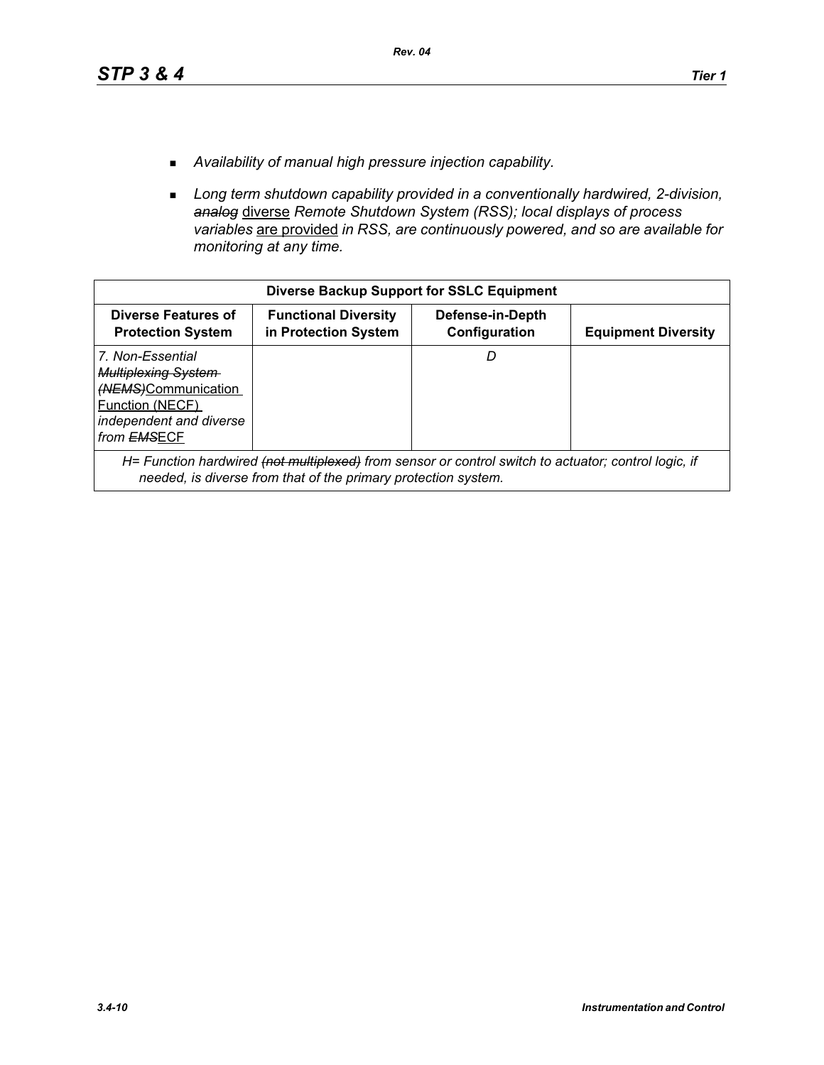- *Availability of manual high pressure injection capability.*
- *Long term shutdown capability provided in a conventionally hardwired, 2-division, ~~analog~~* diverse *Remote Shutdown System (RSS); local displays of process variables* are provided *in RSS, are continuously powered, and so are available for monitoring at any time.*

| Diverse Backup Support for SSLC Equipment | | | |
|---|---|---|---|
| **Diverse Features of Protection System** | **Functional Diversity in Protection System** | **Defense-in-Depth Configuration** | **Equipment Diversity** |
| *7. Non-Essential ~~Multiplexing System (NEMS)~~*Communication Function (NECF) *independent and diverse from ~~EMS~~*ECF | | *D* | |
| *H= Function hardwired ~~(not multiplexed)~~ from sensor or control switch to actuator; control logic, if needed, is diverse from that of the primary protection system.* | | | |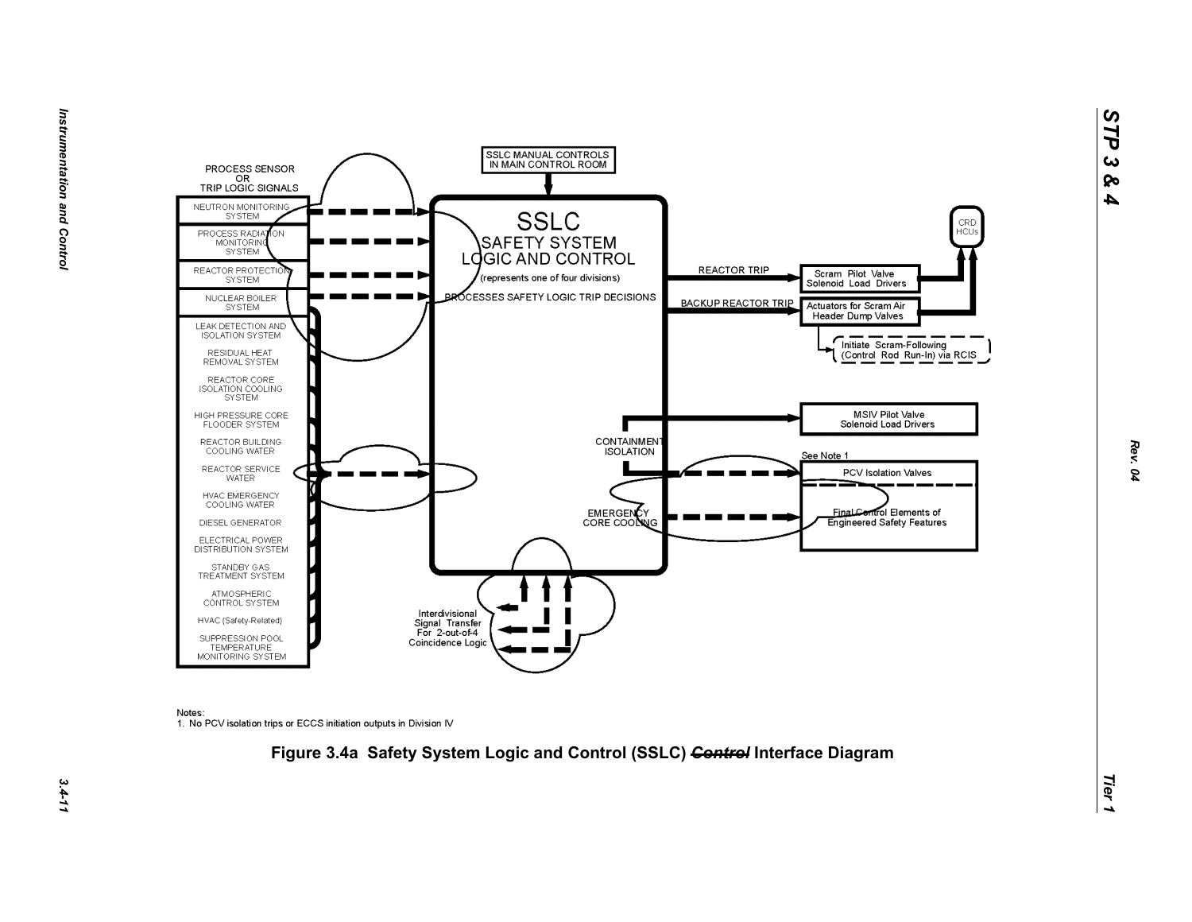PROCESS SENSOR OR TRIP LOGIC SIGNALS

- NEUTRON MONITORING SYSTEM
- PROCESS RADIATION MONITORING SYSTEM
- REACTOR PROTECTION SYSTEM
- NUCLEAR BOILER SYSTEM
- LEAK DETECTION AND ISOLATION SYSTEM
- RESIDUAL HEAT REMOVAL SYSTEM
- REACTOR CORE ISOLATION COOLING SYSTEM
- HIGH PRESSURE CORE FLOODER SYSTEM
- REACTOR BUILDING COOLING WATER
- REACTOR SERVICE WATER
- HVAC EMERGENCY COOLING WATER
- DIESEL GENERATOR
- ELECTRICAL POWER DISTRIBUTION SYSTEM
- STANDBY GAS TREATMENT SYSTEM
- ATMOSPHERIC CONTROL SYSTEM
- HVAC (Safety-Related)
- SUPPRESSION POOL TEMPERATURE MONITORING SYSTEM

SSLC MANUAL CONTROLS IN MAIN CONTROL ROOM

SSLC SAFETY SYSTEM LOGIC AND CONTROL (represents one of four divisions)

PROCESSES SAFETY LOGIC TRIP DECISIONS

REACTOR TRIP → Scram Pilot Valve Solenoid Load Drivers → CRD HCUs

BACKUP REACTOR TRIP → Actuators for Scram Air Header Dump Valves → CRD HCUs

Initiate Scram-Following (Control Rod Run-In) via RCIS

CONTAINMENT ISOLATION → MSIV Pilot Valve Solenoid Load Drivers

See Note 1

PCV Isolation Valves

EMERGENCY CORE COOLING → Final Control Elements of Engineered Safety Features

Interdivisional Signal Transfer For 2-out-of-4 Coincidence Logic

Notes:
1. No PCV isolation trips or ECCS initiation outputs in Division IV

**Figure 3.4a Safety System Logic and Control (SSLC) ~~*Control*~~ Interface Diagram**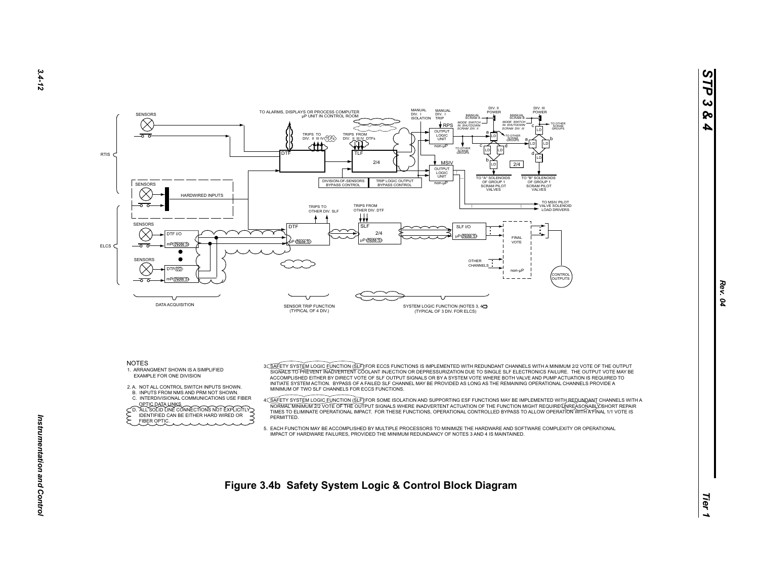NOTES

1. ARRANGMENT SHOWN IS A SIMPLIFIED EXAMPLE FOR ONE DIVISION
2. A. NOT ALL CONTROL SWITCH INPUTS SHOWN.
   B. INPUTS FROM NMS AND PRM NOT SHOWN.
   C. INTERDIVISIONAL COMMUNICATIONS USE FIBER OPTIC DATA LINKS.
   D. ALL SOLID LINE CONNECTIONS NOT EXPLICITLY IDENTIFIED CAN BE EITHER HARD WIRED OR FIBER OPTIC.
3. SAFETY SYSTEM LOGIC FUNCTION (SLF) FOR ECCS FUNCTIONS IS IMPLEMENTED WITH REDUNDANT CHANNELS WITH A MINIMUM 2/2 VOTE OF THE OUTPUT SIGNALS TO PREVENT INADVERTENT COOLANT INJECTION OR DEPRESSURIZATION DUE TO SINGLE SLF ELECTRONICS FAILURE. THE OUTPUT VOTE MAY BE ACCOMPLISHED EITHER BY DIRECT VOTE OF SLF OUTPUT SIGNALS OR BY A SYSTEM VOTE WHERE BOTH VALVE AND PUMP ACTUATION IS REQUIRED TO INITIATE SYSTEM ACTION. BYPASS OF A FAILED SLF CHANNEL MAY BE PROVIDED AS LONG AS THE REMAINING OPERATIONAL CHANNELS PROVIDE A MINIMUM OF TWO SLF CHANNELS FOR ECCS FUNCTIONS.
4. SAFETY SYSTEM LOGIC FUNCTION (SLF) FOR SOME ISOLATION AND SUPPORTING ESF FUNCTIONS MAY BE IMPLEMENTED WITH REDUNDANT CHANNELS WITH A NORMAL MINIMUM 2/2 VOTE OF THE OUTPUT SIGNALS WHERE INADVERTENT ACTUATION OF THE FUNCTION MIGHT REQUIRE UNREASONABLY SHORT REPAIR TIMES TO ELIMINATE OPERATIONAL IMPACT. FOR THESE FUNCTIONS, OPERATIONAL CONTROLLED BYPASS TO ALLOW OPERATION WITH A FINAL 1/1 VOTE IS PERMITTED.
5. EACH FUNCTION MAY BE ACCOMPLISHED BY MULTIPLE PROCESSORS TO MINIMIZE THE HARDWARE AND SOFTWARE COMPLEXITY OR OPERATIONAL IMPACT OF HARDWARE FAILURES, PROVIDED THE MINIMUM REDUNDANCY OF NOTES 3 AND 4 IS MAINTAINED.

**Figure 3.4b Safety System Logic & Control Block Diagram**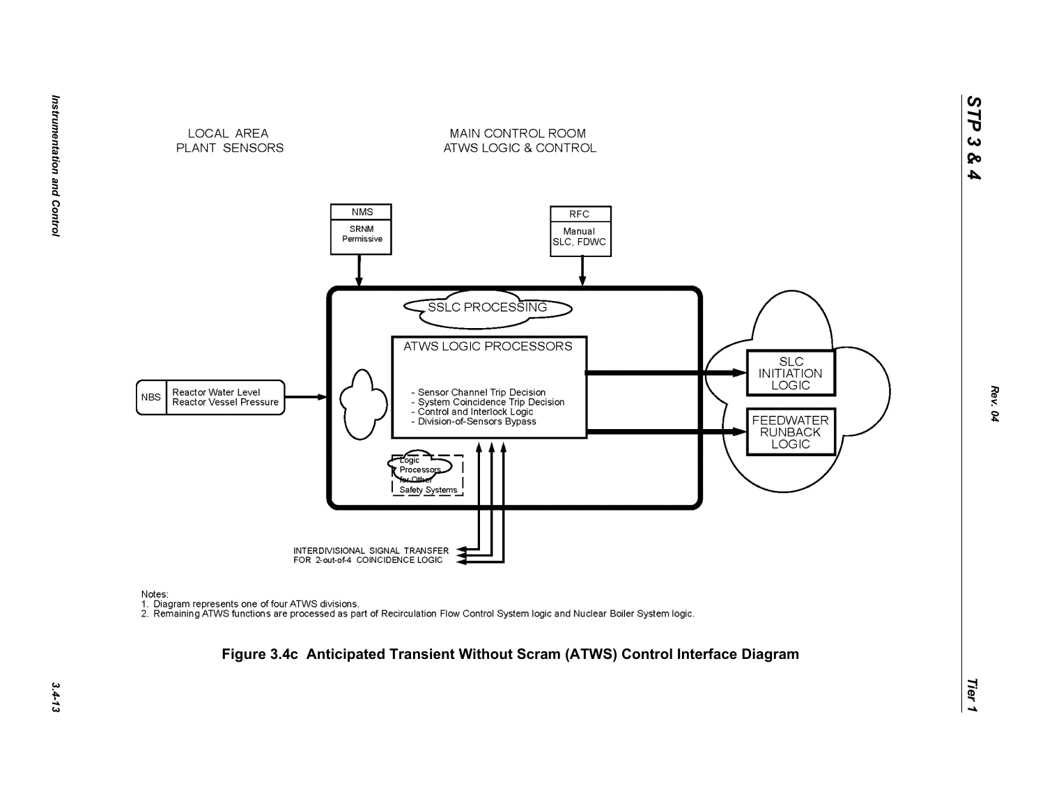LOCAL AREA
PLANT SENSORS

MAIN CONTROL ROOM
ATWS LOGIC & CONTROL

NMS
SRNM
Permissive

RFC
Manual
SLC, FDWC

SSLC PROCESSING

ATWS LOGIC PROCESSORS

- Sensor Channel Trip Decision
- System Coincidence Trip Decision
- Control and Interlock Logic
- Division-of-Sensors Bypass

NBS | Reactor Water Level
Reactor Vessel Pressure

Logic
Processors
for Other
Safety Systems

SLC
INITIATION
LOGIC

FEEDWATER
RUNBACK
LOGIC

INTERDIVISIONAL SIGNAL TRANSFER
FOR 2-out-of-4 COINCIDENCE LOGIC

Notes:
1. Diagram represents one of four ATWS divisions.
2. Remaining ATWS functions are processed as part of Recirculation Flow Control System logic and Nuclear Boiler System logic.

**Figure 3.4c Anticipated Transient Without Scram (ATWS) Control Interface Diagram**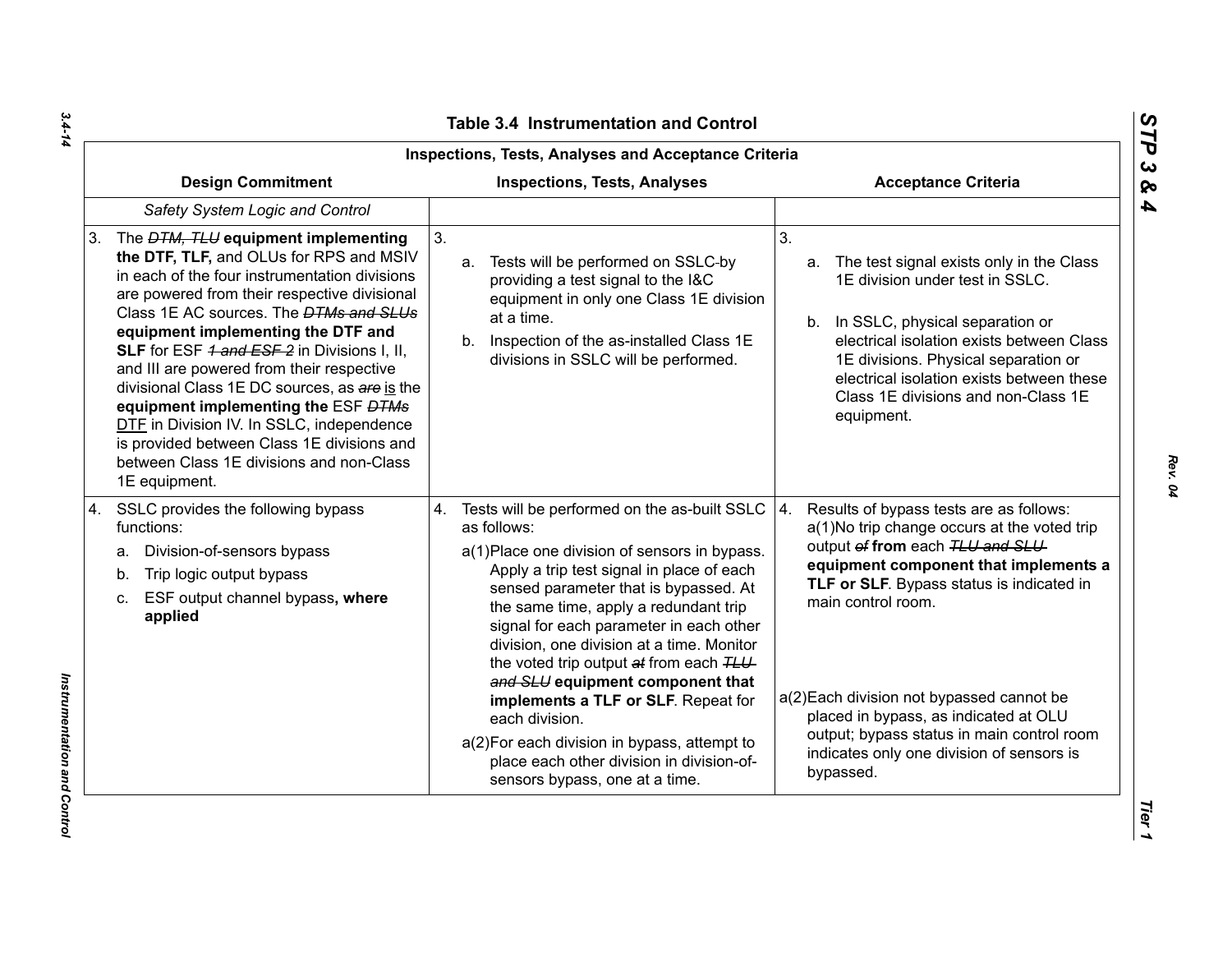## Table 3.4 Instrumentation and Control

| Inspections, Tests, Analyses and Acceptance Criteria | | |
|---|---|---|
| **Design Commitment** | **Inspections, Tests, Analyses** | **Acceptance Criteria** |
| *Safety System Logic and Control* | | |
| 3. The ~~*DTM, TLU*~~ **equipment implementing the DTF, TLF,** and OLUs for RPS and MSIV in each of the four instrumentation divisions are powered from their respective divisional Class 1E AC sources. The ~~*DTMs and SLUs*~~ **equipment implementing the DTF and SLF** for ESF ~~*1 and ESF 2*~~ in Divisions I, II, and III are powered from their respective divisional Class 1E DC sources, as ~~*are*~~ <u>is</u> the **equipment implementing the** ESF ~~*DTMs*~~ <u>DTF</u> in Division IV. In SSLC, independence is provided between Class 1E divisions and between Class 1E divisions and non-Class 1E equipment. | 3. a. Tests will be performed on SSLC-by providing a test signal to the I&C equipment in only one Class 1E division at a time. b. Inspection of the as-installed Class 1E divisions in SSLC will be performed. | 3. a. The test signal exists only in the Class 1E division under test in SSLC. b. In SSLC, physical separation or electrical isolation exists between Class 1E divisions. Physical separation or electrical isolation exists between these Class 1E divisions and non-Class 1E equipment. |
| 4. SSLC provides the following bypass functions: a. Division-of-sensors bypass b. Trip logic output bypass c. ESF output channel bypass**, where applied** | 4. Tests will be performed on the as-built SSLC as follows: a(1) Place one division of sensors in bypass. Apply a trip test signal in place of each sensed parameter that is bypassed. At the same time, apply a redundant trip signal for each parameter in each other division, one division at a time. Monitor the voted trip output ~~*at*~~ from each ~~*TLU and SLU*~~ **equipment component that implements a TLF or SLF**. Repeat for each division. a(2) For each division in bypass, attempt to place each other division in division-of-sensors bypass, one at a time. | 4. Results of bypass tests are as follows: a(1) No trip change occurs at the voted trip output ~~*of*~~ **from** each ~~*TLU and SLU*~~ **equipment component that implements a TLF or SLF**. Bypass status is indicated in main control room. a(2) Each division not bypassed cannot be placed in bypass, as indicated at OLU output; bypass status in main control room indicates only one division of sensors is bypassed. |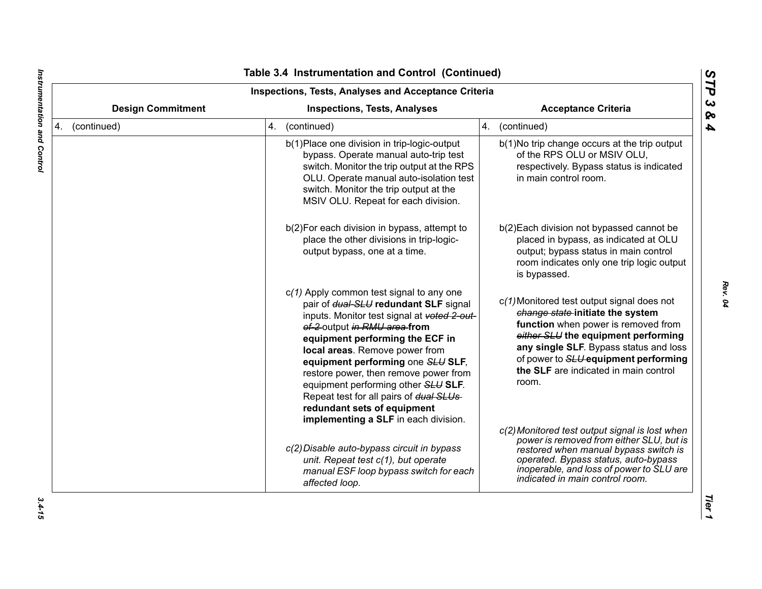## Table 3.4 Instrumentation and Control (Continued)

| Inspections, Tests, Analyses and Acceptance Criteria | | |
|---|---|---|
| **Design Commitment** | **Inspections, Tests, Analyses** | **Acceptance Criteria** |
| 4. (continued) | 4. (continued) | 4. (continued) |
| | b(1)Place one division in trip-logic-output bypass. Operate manual auto-trip test switch. Monitor the trip output at the RPS OLU. Operate manual auto-isolation test switch. Monitor the trip output at the MSIV OLU. Repeat for each division. | b(1)No trip change occurs at the trip output of the RPS OLU or MSIV OLU, respectively. Bypass status is indicated in main control room. |
| | b(2)For each division in bypass, attempt to place the other divisions in trip-logic-output bypass, one at a time. | b(2)Each division not bypassed cannot be placed in bypass, as indicated at OLU output; bypass status in main control room indicates only one trip logic output is bypassed. |
| | c*(1)* Apply common test signal to any one pair of ~~*dual-SLU*~~ **redundant SLF** signal inputs. Monitor test signal at ~~*voted 2-out-of-2*~~ output ~~*in RMU area*~~ **from equipment performing the ECF in local areas**. Remove power from **equipment performing** one ~~*SLU*~~ **SLF**, restore power, then remove power from equipment performing other ~~*SLU*~~ **SLF**. Repeat test for all pairs of ~~*dual SLUs*~~ **redundant sets of equipment implementing a SLF** in each division. | c*(1)*Monitored test output signal does not ~~*change state*~~ **initiate the system function** when power is removed from ~~*either SLU*~~ **the equipment performing any single SLF**. Bypass status and loss of power to ~~*SLU*~~ **equipment performing the SLF** are indicated in main control room. |
| | *c(2) Disable auto-bypass circuit in bypass unit. Repeat test c(1), but operate manual ESF loop bypass switch for each affected loop.* | *c(2) Monitored test output signal is lost when power is removed from either SLU, but is restored when manual bypass switch is operated. Bypass status, auto-bypass inoperable, and loss of power to SLU are indicated in main control room.* |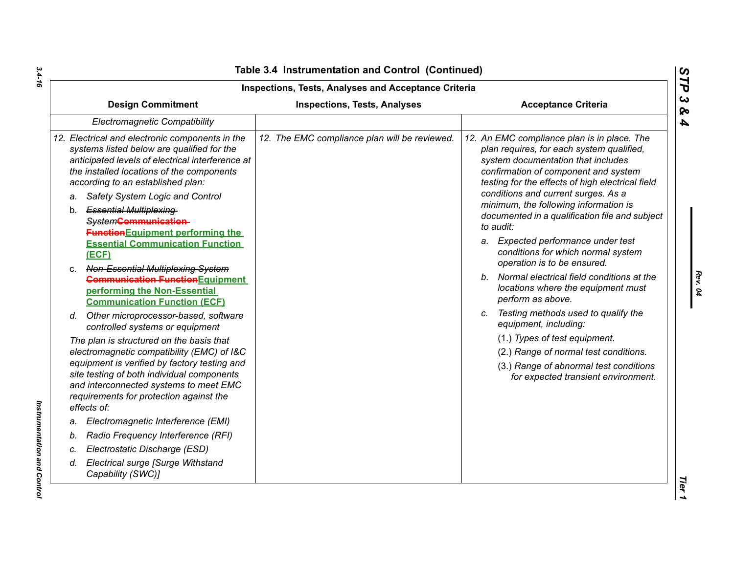## Table 3.4 Instrumentation and Control (Continued)

| Inspections, Tests, Analyses and Acceptance Criteria | | |
|---|---|---|
| **Design Commitment** | **Inspections, Tests, Analyses** | **Acceptance Criteria** |
| *Electromagnetic Compatibility* | | |
| *12. Electrical and electronic components in the systems listed below are qualified for the anticipated levels of electrical interference at the installed locations of the components according to an established plan:*<br>*a. Safety System Logic and Control*<br>b. ~~Essential Multiplexing System~~~~Communication Function~~**Equipment performing the Essential Communication Function (ECF)**<br>c. ~~Non-Essential Multiplexing System~~ ~~Communication Function~~**Equipment performing the Non-Essential Communication Function (ECF)**<br>*d. Other microprocessor-based, software controlled systems or equipment*<br>*The plan is structured on the basis that electromagnetic compatibility (EMC) of I&C equipment is verified by factory testing and site testing of both individual components and interconnected systems to meet EMC requirements for protection against the effects of:*<br>*a. Electromagnetic Interference (EMI)*<br>*b. Radio Frequency Interference (RFI)*<br>*c. Electrostatic Discharge (ESD)*<br>*d. Electrical surge [Surge Withstand Capability (SWC)]* | *12. The EMC compliance plan will be reviewed.* | *12. An EMC compliance plan is in place. The plan requires, for each system qualified, system documentation that includes confirmation of component and system testing for the effects of high electrical field conditions and current surges. As a minimum, the following information is documented in a qualification file and subject to audit:*<br>*a. Expected performance under test conditions for which normal system operation is to be ensured.*<br>*b. Normal electrical field conditions at the locations where the equipment must perform as above.*<br>*c. Testing methods used to qualify the equipment, including:*<br>(1.) *Types of test equipment.*<br>(2.) *Range of normal test conditions.*<br>(3.) *Range of abnormal test conditions for expected transient environment.* |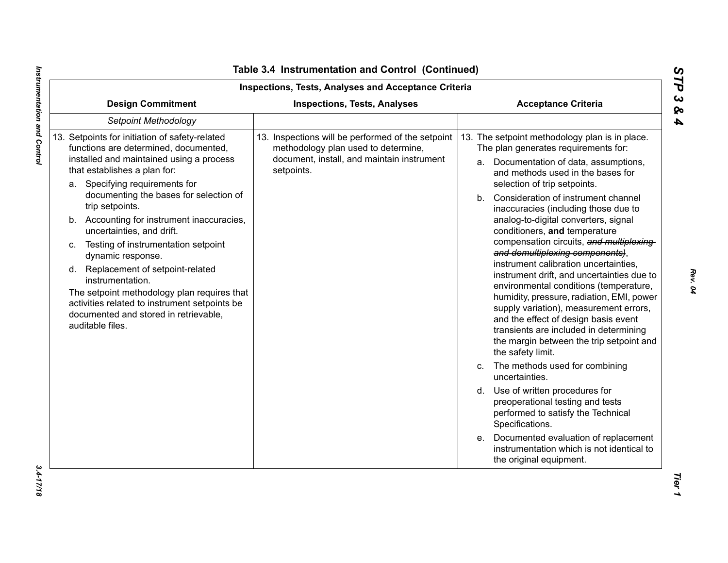## Table 3.4 Instrumentation and Control (Continued)

| Inspections, Tests, Analyses and Acceptance Criteria | | |
|---|---|---|
| **Design Commitment** | **Inspections, Tests, Analyses** | **Acceptance Criteria** |
| *Setpoint Methodology* | | |
| 13. Setpoints for initiation of safety-related functions are determined, documented, installed and maintained using a process that establishes a plan for:<br>a. Specifying requirements for documenting the bases for selection of trip setpoints.<br>b. Accounting for instrument inaccuracies, uncertainties, and drift.<br>c. Testing of instrumentation setpoint dynamic response.<br>d. Replacement of setpoint-related instrumentation.<br>The setpoint methodology plan requires that activities related to instrument setpoints be documented and stored in retrievable, auditable files. | 13. Inspections will be performed of the setpoint methodology plan used to determine, document, install, and maintain instrument setpoints. | 13. The setpoint methodology plan is in place. The plan generates requirements for:<br>a. Documentation of data, assumptions, and methods used in the bases for selection of trip setpoints.<br>b. Consideration of instrument channel inaccuracies (including those due to analog-to-digital converters, signal conditioners, **and** temperature compensation circuits, ~~and multiplexing and demultiplexing components)~~, instrument calibration uncertainties, instrument drift, and uncertainties due to environmental conditions (temperature, humidity, pressure, radiation, EMI, power supply variation), measurement errors, and the effect of design basis event transients are included in determining the margin between the trip setpoint and the safety limit.<br>c. The methods used for combining uncertainties.<br>d. Use of written procedures for preoperational testing and tests performed to satisfy the Technical Specifications.<br>e. Documented evaluation of replacement instrumentation which is not identical to the original equipment. |